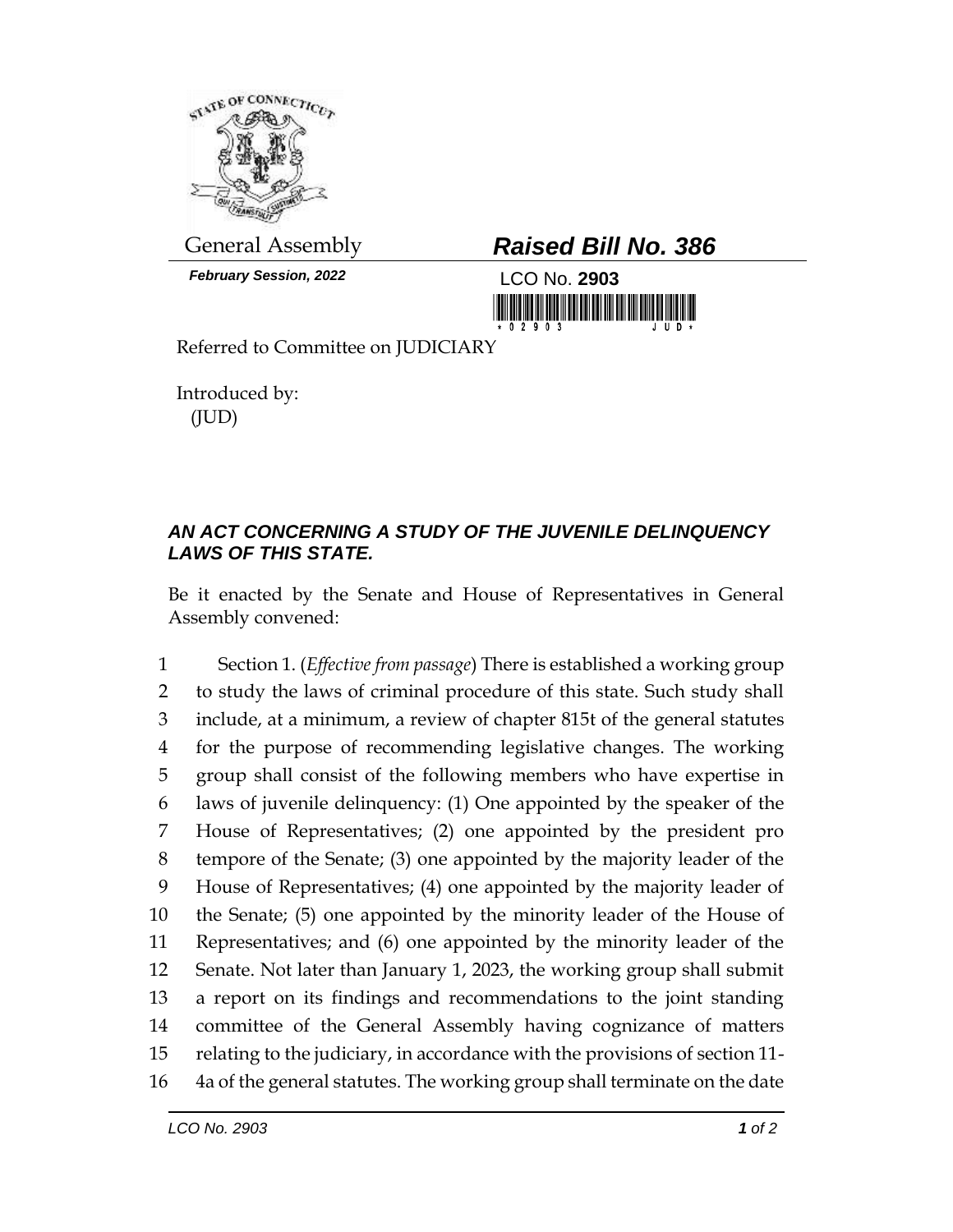General Assembly

***February Session, 2022***

## *Raised Bill No. 386*

LCO No. **2903**

Referred to Committee on JUDICIARY

Introduced by:
(JUD)

### *AN ACT CONCERNING A STUDY OF THE JUVENILE DELINQUENCY LAWS OF THIS STATE.*

Be it enacted by the Senate and House of Representatives in General Assembly convened:

Section 1. (*Effective from passage*) There is established a working group to study the laws of criminal procedure of this state. Such study shall include, at a minimum, a review of chapter 815t of the general statutes for the purpose of recommending legislative changes. The working group shall consist of the following members who have expertise in laws of juvenile delinquency: (1) One appointed by the speaker of the House of Representatives; (2) one appointed by the president pro tempore of the Senate; (3) one appointed by the majority leader of the House of Representatives; (4) one appointed by the majority leader of the Senate; (5) one appointed by the minority leader of the House of Representatives; and (6) one appointed by the minority leader of the Senate. Not later than January 1, 2023, the working group shall submit a report on its findings and recommendations to the joint standing committee of the General Assembly having cognizance of matters relating to the judiciary, in accordance with the provisions of section 11-4a of the general statutes. The working group shall terminate on the date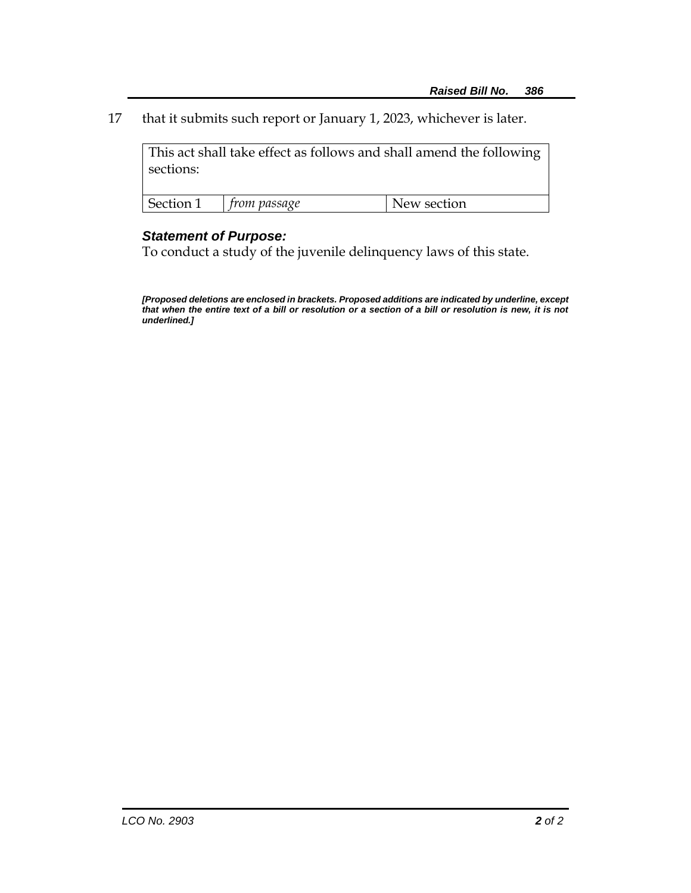17 that it submits such report or January 1, 2023, whichever is later.

| This act shall take effect as follows and shall amend the following sections: | | |
|---|---|---|
| Section 1 | *from passage* | New section |

### *Statement of Purpose:*

To conduct a study of the juvenile delinquency laws of this state.

***[Proposed deletions are enclosed in brackets. Proposed additions are indicated by underline, except that when the entire text of a bill or resolution or a section of a bill or resolution is new, it is not underlined.]***